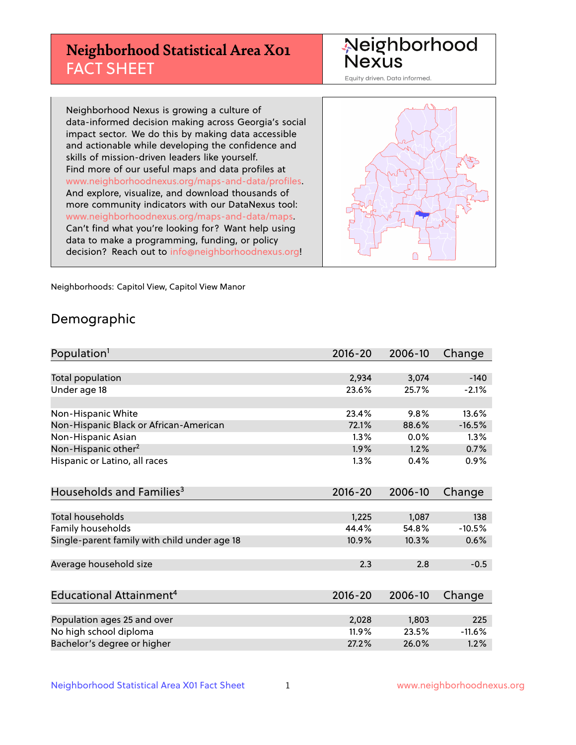# Neighborhood Statistical Area X01

## FACT SHEET

Neighborhood Nexus

Equity driven. Data informed.

Neighborhood Nexus is growing a culture of data-informed decision making across Georgia's social impact sector. We do this by making data accessible and actionable while developing the confidence and skills of mission-driven leaders like yourself. Find more of our useful maps and data profiles at www.neighborhoodnexus.org/maps-and-data/profiles. And explore, visualize, and download thousands of more community indicators with our DataNexus tool: www.neighborhoodnexus.org/maps-and-data/maps. Can't find what you're looking for? Want help using data to make a programming, funding, or policy decision? Reach out to info@neighborhoodnexus.org!

Neighborhoods: Capitol View, Capitol View Manor

## Demographic

| Population[1] | 2016-20 | 2006-10 | Change |
|---|---|---|---|
| Total population | 2,934 | 3,074 | -140 |
| Under age 18 | 23.6% | 25.7% | -2.1% |
| | | | |
| Non-Hispanic White | 23.4% | 9.8% | 13.6% |
| Non-Hispanic Black or African-American | 72.1% | 88.6% | -16.5% |
| Non-Hispanic Asian | 1.3% | 0.0% | 1.3% |
| Non-Hispanic other[2] | 1.9% | 1.2% | 0.7% |
| Hispanic or Latino, all races | 1.3% | 0.4% | 0.9% |

| Households and Families[3] | 2016-20 | 2006-10 | Change |
|---|---|---|---|
| Total households | 1,225 | 1,087 | 138 |
| Family households | 44.4% | 54.8% | -10.5% |
| Single-parent family with child under age 18 | 10.9% | 10.3% | 0.6% |
| | | | |
| Average household size | 2.3 | 2.8 | -0.5 |

| Educational Attainment[4] | 2016-20 | 2006-10 | Change |
|---|---|---|---|
| Population ages 25 and over | 2,028 | 1,803 | 225 |
| No high school diploma | 11.9% | 23.5% | -11.6% |
| Bachelor's degree or higher | 27.2% | 26.0% | 1.2% |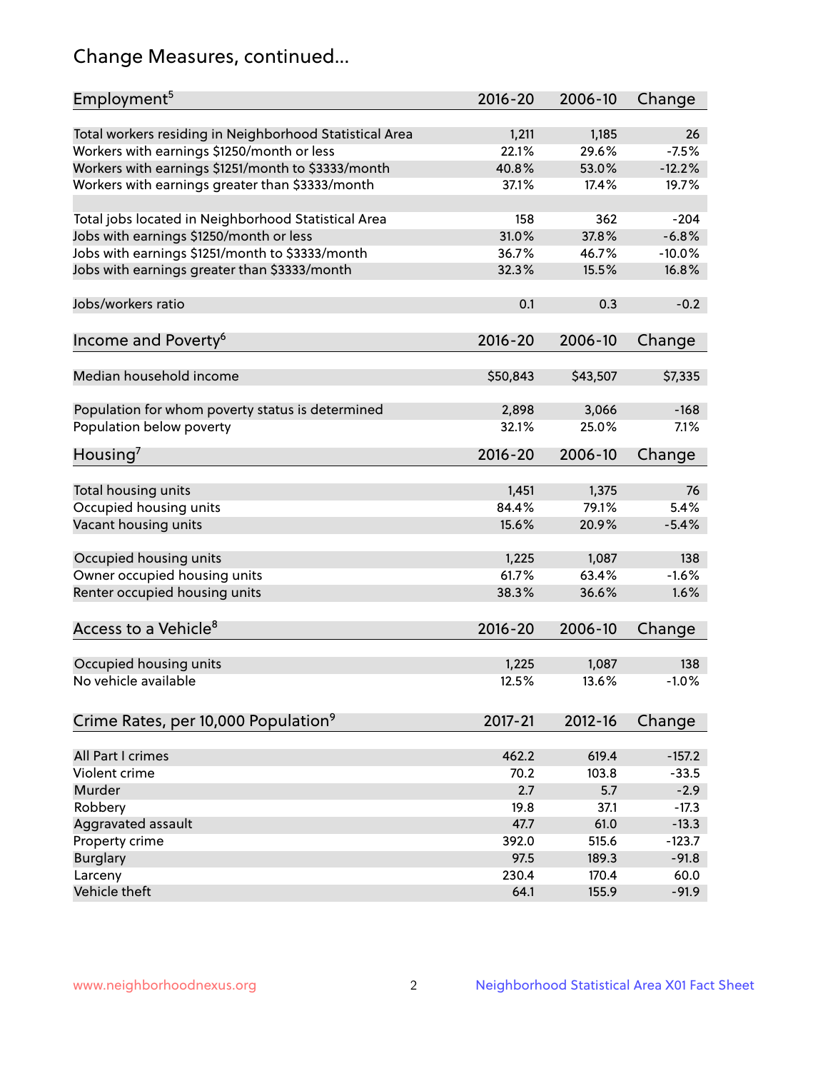# Change Measures, continued...

| Employment[5] | 2016-20 | 2006-10 | Change |
|---|---|---|---|
| Total workers residing in Neighborhood Statistical Area | 1,211 | 1,185 | 26 |
| Workers with earnings $1250/month or less | 22.1% | 29.6% | -7.5% |
| Workers with earnings $1251/month to $3333/month | 40.8% | 53.0% | -12.2% |
| Workers with earnings greater than $3333/month | 37.1% | 17.4% | 19.7% |
| | | | |
| Total jobs located in Neighborhood Statistical Area | 158 | 362 | -204 |
| Jobs with earnings $1250/month or less | 31.0% | 37.8% | -6.8% |
| Jobs with earnings $1251/month to $3333/month | 36.7% | 46.7% | -10.0% |
| Jobs with earnings greater than $3333/month | 32.3% | 15.5% | 16.8% |
| | | | |
| Jobs/workers ratio | 0.1 | 0.3 | -0.2 |

| Income and Poverty[6] | 2016-20 | 2006-10 | Change |
|---|---|---|---|
| Median household income | $50,843 | $43,507 | $7,335 |
| | | | |
| Population for whom poverty status is determined | 2,898 | 3,066 | -168 |
| Population below poverty | 32.1% | 25.0% | 7.1% |

| Housing[7] | 2016-20 | 2006-10 | Change |
|---|---|---|---|
| Total housing units | 1,451 | 1,375 | 76 |
| Occupied housing units | 84.4% | 79.1% | 5.4% |
| Vacant housing units | 15.6% | 20.9% | -5.4% |
| | | | |
| Occupied housing units | 1,225 | 1,087 | 138 |
| Owner occupied housing units | 61.7% | 63.4% | -1.6% |
| Renter occupied housing units | 38.3% | 36.6% | 1.6% |

| Access to a Vehicle[8] | 2016-20 | 2006-10 | Change |
|---|---|---|---|
| Occupied housing units | 1,225 | 1,087 | 138 |
| No vehicle available | 12.5% | 13.6% | -1.0% |

| Crime Rates, per 10,000 Population[9] | 2017-21 | 2012-16 | Change |
|---|---|---|---|
| All Part I crimes | 462.2 | 619.4 | -157.2 |
| Violent crime | 70.2 | 103.8 | -33.5 |
| Murder | 2.7 | 5.7 | -2.9 |
| Robbery | 19.8 | 37.1 | -17.3 |
| Aggravated assault | 47.7 | 61.0 | -13.3 |
| Property crime | 392.0 | 515.6 | -123.7 |
| Burglary | 97.5 | 189.3 | -91.8 |
| Larceny | 230.4 | 170.4 | 60.0 |
| Vehicle theft | 64.1 | 155.9 | -91.9 |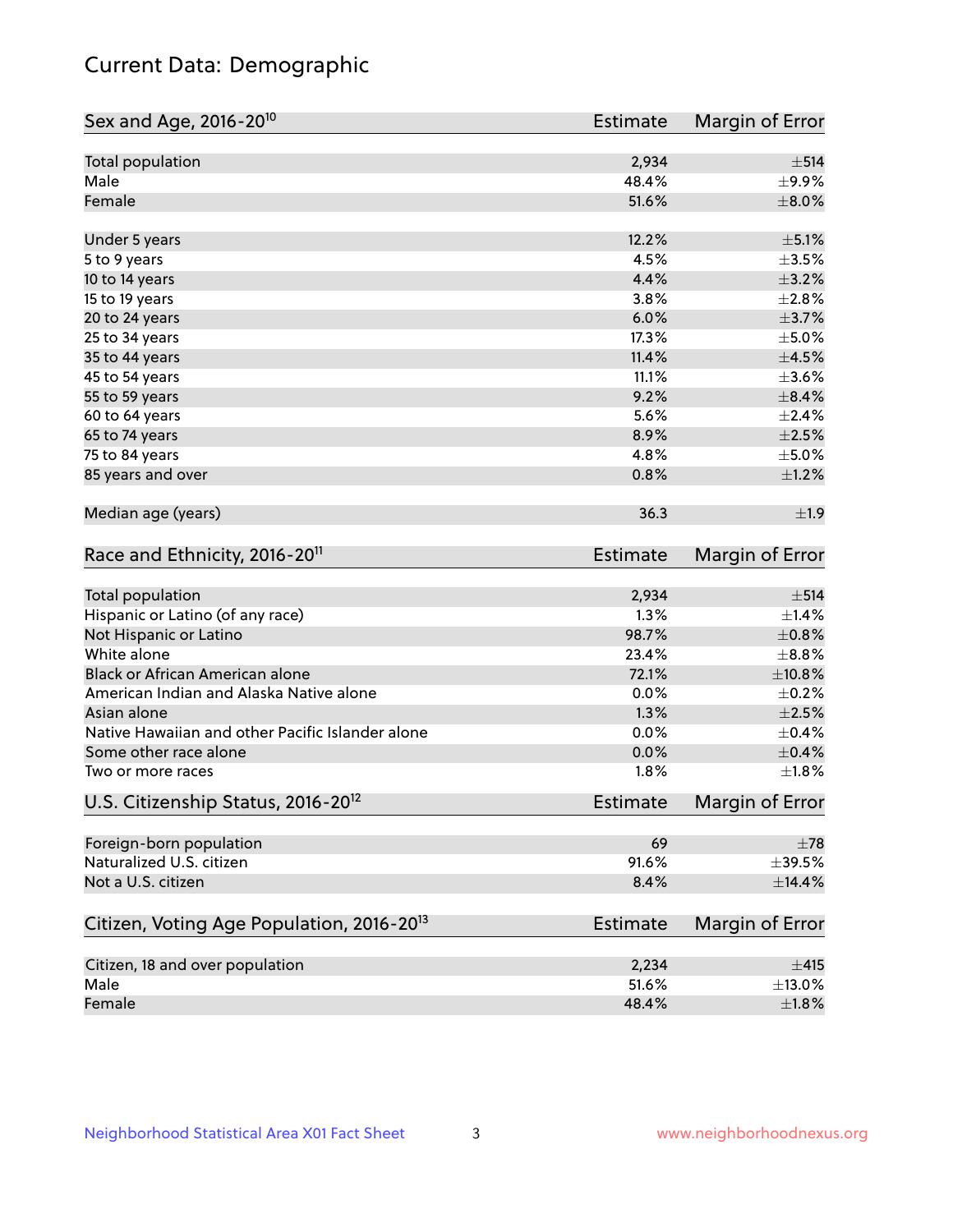# Current Data: Demographic

| Sex and Age, 2016-20[10] | Estimate | Margin of Error |
|---|---|---|
| Total population | 2,934 | ±514 |
| Male | 48.4% | ±9.9% |
| Female | 51.6% | ±8.0% |
| Under 5 years | 12.2% | ±5.1% |
| 5 to 9 years | 4.5% | ±3.5% |
| 10 to 14 years | 4.4% | ±3.2% |
| 15 to 19 years | 3.8% | ±2.8% |
| 20 to 24 years | 6.0% | ±3.7% |
| 25 to 34 years | 17.3% | ±5.0% |
| 35 to 44 years | 11.4% | ±4.5% |
| 45 to 54 years | 11.1% | ±3.6% |
| 55 to 59 years | 9.2% | ±8.4% |
| 60 to 64 years | 5.6% | ±2.4% |
| 65 to 74 years | 8.9% | ±2.5% |
| 75 to 84 years | 4.8% | ±5.0% |
| 85 years and over | 0.8% | ±1.2% |
| Median age (years) | 36.3 | ±1.9 |

| Race and Ethnicity, 2016-20[11] | Estimate | Margin of Error |
|---|---|---|
| Total population | 2,934 | ±514 |
| Hispanic or Latino (of any race) | 1.3% | ±1.4% |
| Not Hispanic or Latino | 98.7% | ±0.8% |
| White alone | 23.4% | ±8.8% |
| Black or African American alone | 72.1% | ±10.8% |
| American Indian and Alaska Native alone | 0.0% | ±0.2% |
| Asian alone | 1.3% | ±2.5% |
| Native Hawaiian and other Pacific Islander alone | 0.0% | ±0.4% |
| Some other race alone | 0.0% | ±0.4% |
| Two or more races | 1.8% | ±1.8% |

| U.S. Citizenship Status, 2016-20[12] | Estimate | Margin of Error |
|---|---|---|
| Foreign-born population | 69 | ±78 |
| Naturalized U.S. citizen | 91.6% | ±39.5% |
| Not a U.S. citizen | 8.4% | ±14.4% |

| Citizen, Voting Age Population, 2016-20[13] | Estimate | Margin of Error |
|---|---|---|
| Citizen, 18 and over population | 2,234 | ±415 |
| Male | 51.6% | ±13.0% |
| Female | 48.4% | ±1.8% |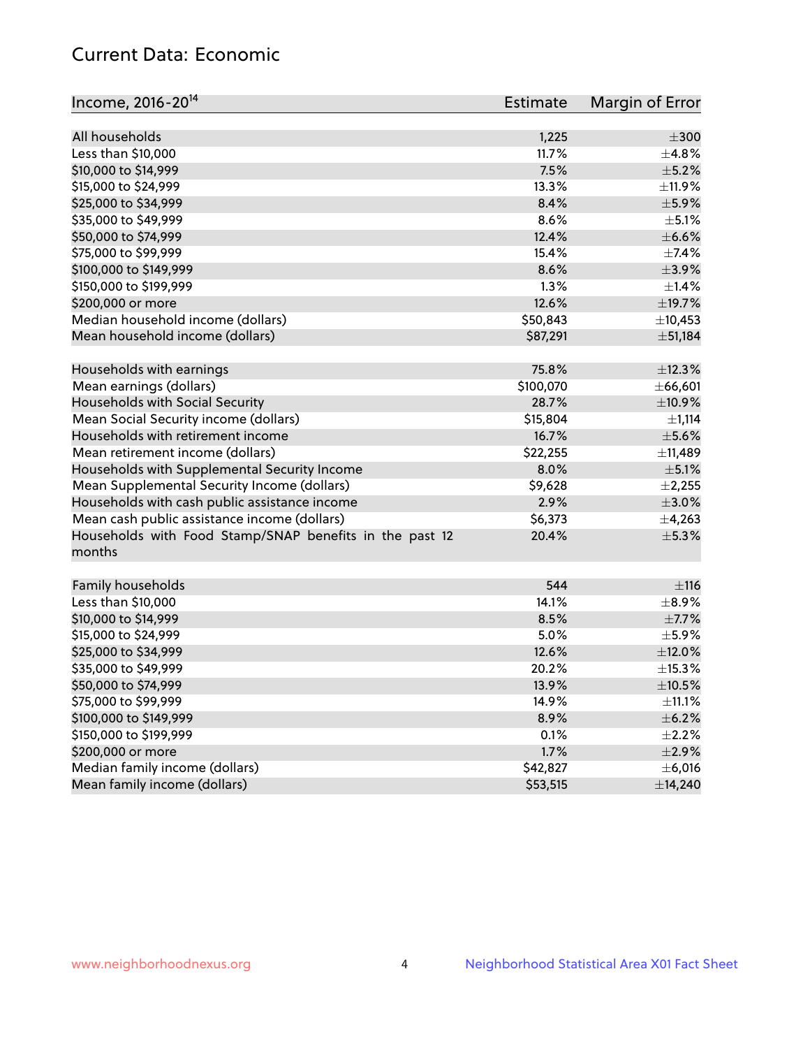# Current Data: Economic

| Income, 2016-20[14] | Estimate | Margin of Error |
|---|---|---|
| All households | 1,225 | ±300 |
| Less than $10,000 | 11.7% | ±4.8% |
| $10,000 to $14,999 | 7.5% | ±5.2% |
| $15,000 to $24,999 | 13.3% | ±11.9% |
| $25,000 to $34,999 | 8.4% | ±5.9% |
| $35,000 to $49,999 | 8.6% | ±5.1% |
| $50,000 to $74,999 | 12.4% | ±6.6% |
| $75,000 to $99,999 | 15.4% | ±7.4% |
| $100,000 to $149,999 | 8.6% | ±3.9% |
| $150,000 to $199,999 | 1.3% | ±1.4% |
| $200,000 or more | 12.6% | ±19.7% |
| Median household income (dollars) | $50,843 | ±10,453 |
| Mean household income (dollars) | $87,291 | ±51,184 |
| | | |
| Households with earnings | 75.8% | ±12.3% |
| Mean earnings (dollars) | $100,070 | ±66,601 |
| Households with Social Security | 28.7% | ±10.9% |
| Mean Social Security income (dollars) | $15,804 | ±1,114 |
| Households with retirement income | 16.7% | ±5.6% |
| Mean retirement income (dollars) | $22,255 | ±11,489 |
| Households with Supplemental Security Income | 8.0% | ±5.1% |
| Mean Supplemental Security Income (dollars) | $9,628 | ±2,255 |
| Households with cash public assistance income | 2.9% | ±3.0% |
| Mean cash public assistance income (dollars) | $6,373 | ±4,263 |
| Households with Food Stamp/SNAP benefits in the past 12 months | 20.4% | ±5.3% |
| | | |
| Family households | 544 | ±116 |
| Less than $10,000 | 14.1% | ±8.9% |
| $10,000 to $14,999 | 8.5% | ±7.7% |
| $15,000 to $24,999 | 5.0% | ±5.9% |
| $25,000 to $34,999 | 12.6% | ±12.0% |
| $35,000 to $49,999 | 20.2% | ±15.3% |
| $50,000 to $74,999 | 13.9% | ±10.5% |
| $75,000 to $99,999 | 14.9% | ±11.1% |
| $100,000 to $149,999 | 8.9% | ±6.2% |
| $150,000 to $199,999 | 0.1% | ±2.2% |
| $200,000 or more | 1.7% | ±2.9% |
| Median family income (dollars) | $42,827 | ±6,016 |
| Mean family income (dollars) | $53,515 | ±14,240 |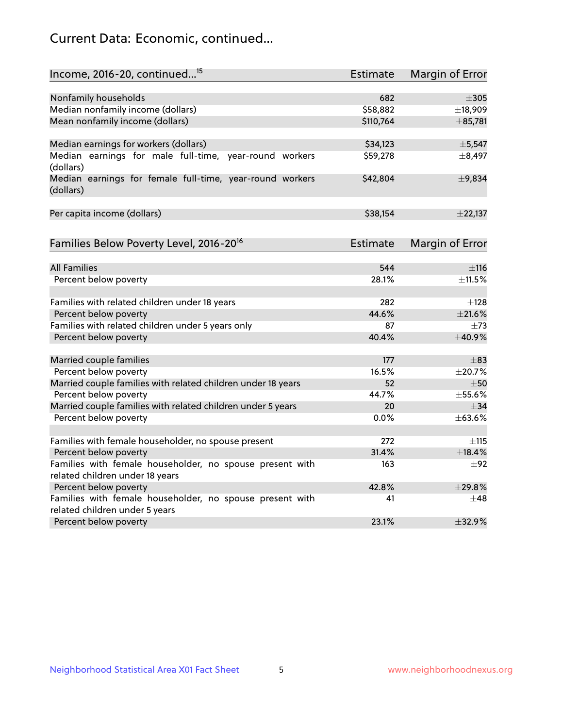# Current Data: Economic, continued...

| Income, 2016-20, continued...[15] | Estimate | Margin of Error |
|---|---|---|
| Nonfamily households | 682 | ±305 |
| Median nonfamily income (dollars) | $58,882 | ±18,909 |
| Mean nonfamily income (dollars) | $110,764 | ±85,781 |
| | | |
| Median earnings for workers (dollars) | $34,123 | ±5,547 |
| Median earnings for male full-time, year-round workers (dollars) | $59,278 | ±8,497 |
| Median earnings for female full-time, year-round workers (dollars) | $42,804 | ±9,834 |
| | | |
| Per capita income (dollars) | $38,154 | ±22,137 |

| Families Below Poverty Level, 2016-20[16] | Estimate | Margin of Error |
|---|---|---|
| All Families | 544 | ±116 |
| Percent below poverty | 28.1% | ±11.5% |
| | | |
| Families with related children under 18 years | 282 | ±128 |
| Percent below poverty | 44.6% | ±21.6% |
| Families with related children under 5 years only | 87 | ±73 |
| Percent below poverty | 40.4% | ±40.9% |
| | | |
| Married couple families | 177 | ±83 |
| Percent below poverty | 16.5% | ±20.7% |
| Married couple families with related children under 18 years | 52 | ±50 |
| Percent below poverty | 44.7% | ±55.6% |
| Married couple families with related children under 5 years | 20 | ±34 |
| Percent below poverty | 0.0% | ±63.6% |
| | | |
| Families with female householder, no spouse present | 272 | ±115 |
| Percent below poverty | 31.4% | ±18.4% |
| Families with female householder, no spouse present with related children under 18 years | 163 | ±92 |
| Percent below poverty | 42.8% | ±29.8% |
| Families with female householder, no spouse present with related children under 5 years | 41 | ±48 |
| Percent below poverty | 23.1% | ±32.9% |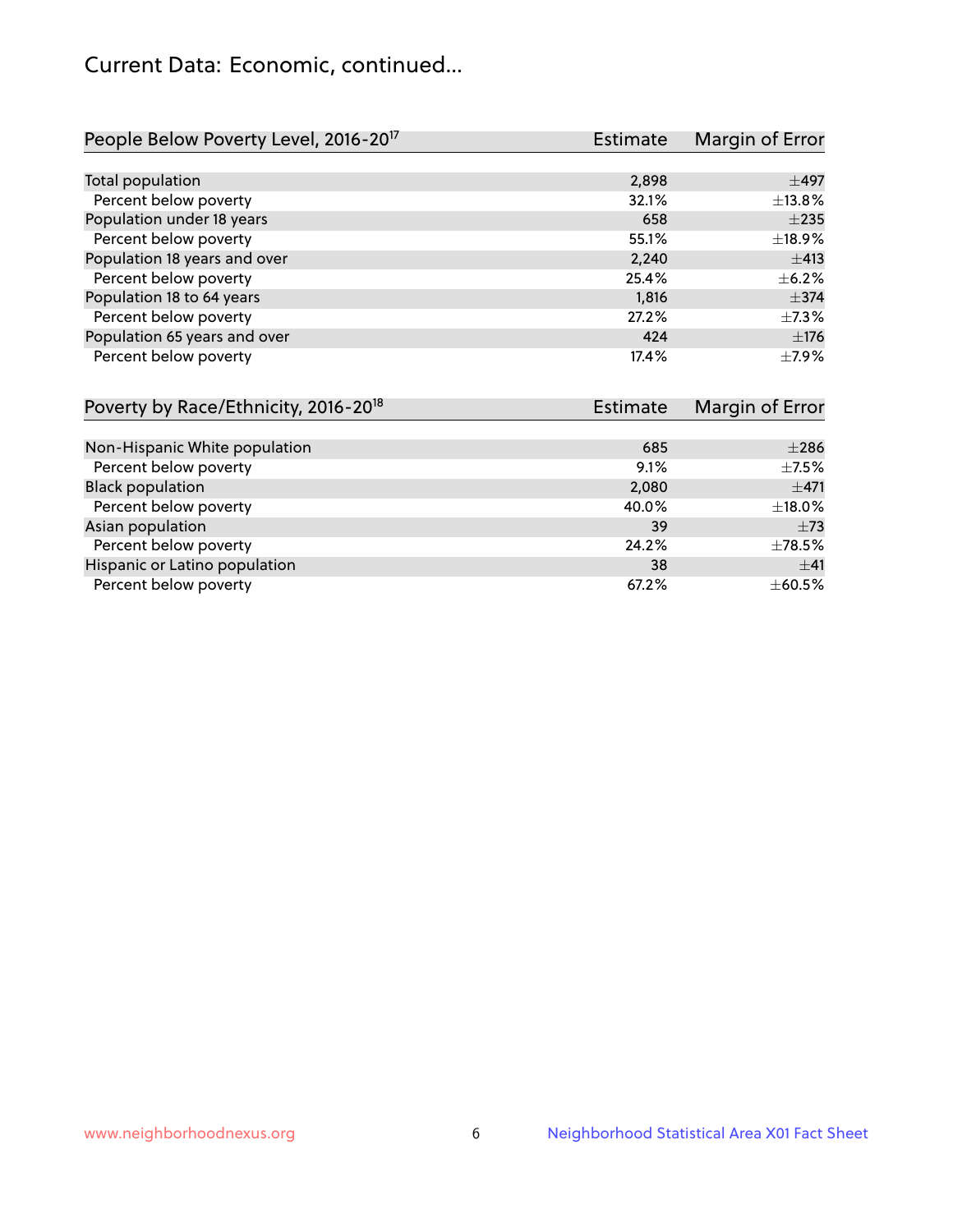# Current Data: Economic, continued...

| People Below Poverty Level, 2016-20[17] | Estimate | Margin of Error |
|---|---|---|
| Total population | 2,898 | ±497 |
| Percent below poverty | 32.1% | ±13.8% |
| Population under 18 years | 658 | ±235 |
| Percent below poverty | 55.1% | ±18.9% |
| Population 18 years and over | 2,240 | ±413 |
| Percent below poverty | 25.4% | ±6.2% |
| Population 18 to 64 years | 1,816 | ±374 |
| Percent below poverty | 27.2% | ±7.3% |
| Population 65 years and over | 424 | ±176 |
| Percent below poverty | 17.4% | ±7.9% |

| Poverty by Race/Ethnicity, 2016-20[18] | Estimate | Margin of Error |
|---|---|---|
| Non-Hispanic White population | 685 | ±286 |
| Percent below poverty | 9.1% | ±7.5% |
| Black population | 2,080 | ±471 |
| Percent below poverty | 40.0% | ±18.0% |
| Asian population | 39 | ±73 |
| Percent below poverty | 24.2% | ±78.5% |
| Hispanic or Latino population | 38 | ±41 |
| Percent below poverty | 67.2% | ±60.5% |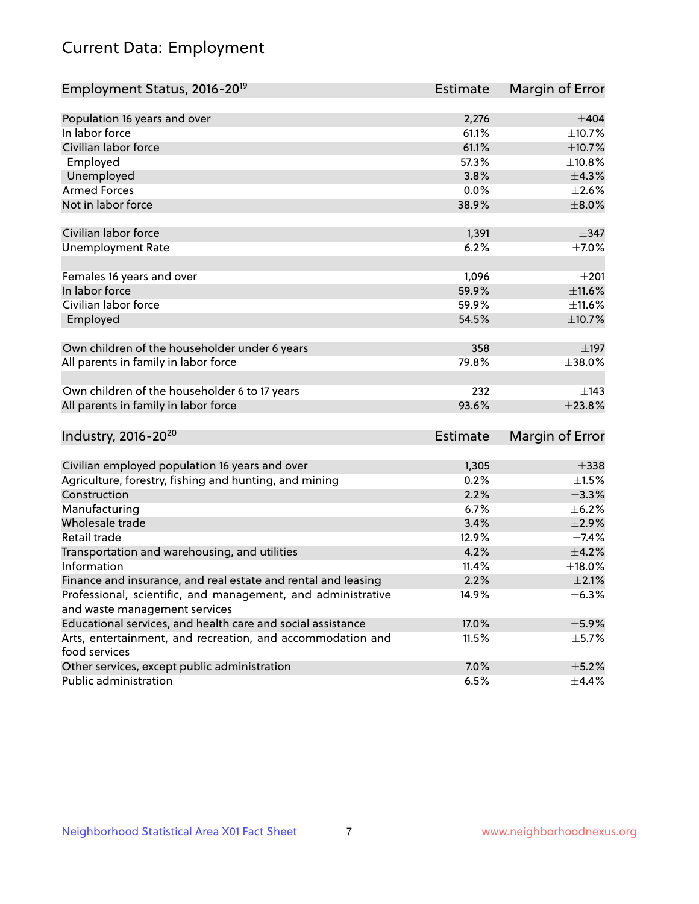## Current Data: Employment

| Employment Status, 2016-20[19] | Estimate | Margin of Error |
| --- | --- | --- |
| Population 16 years and over | 2,276 | ±404 |
| In labor force | 61.1% | ±10.7% |
| Civilian labor force | 61.1% | ±10.7% |
| Employed | 57.3% | ±10.8% |
| Unemployed | 3.8% | ±4.3% |
| Armed Forces | 0.0% | ±2.6% |
| Not in labor force | 38.9% | ±8.0% |
| | | |
| Civilian labor force | 1,391 | ±347 |
| Unemployment Rate | 6.2% | ±7.0% |
| | | |
| Females 16 years and over | 1,096 | ±201 |
| In labor force | 59.9% | ±11.6% |
| Civilian labor force | 59.9% | ±11.6% |
| Employed | 54.5% | ±10.7% |
| | | |
| Own children of the householder under 6 years | 358 | ±197 |
| All parents in family in labor force | 79.8% | ±38.0% |
| | | |
| Own children of the householder 6 to 17 years | 232 | ±143 |
| All parents in family in labor force | 93.6% | ±23.8% |

| Industry, 2016-20[20] | Estimate | Margin of Error |
| --- | --- | --- |
| Civilian employed population 16 years and over | 1,305 | ±338 |
| Agriculture, forestry, fishing and hunting, and mining | 0.2% | ±1.5% |
| Construction | 2.2% | ±3.3% |
| Manufacturing | 6.7% | ±6.2% |
| Wholesale trade | 3.4% | ±2.9% |
| Retail trade | 12.9% | ±7.4% |
| Transportation and warehousing, and utilities | 4.2% | ±4.2% |
| Information | 11.4% | ±18.0% |
| Finance and insurance, and real estate and rental and leasing | 2.2% | ±2.1% |
| Professional, scientific, and management, and administrative and waste management services | 14.9% | ±6.3% |
| Educational services, and health care and social assistance | 17.0% | ±5.9% |
| Arts, entertainment, and recreation, and accommodation and food services | 11.5% | ±5.7% |
| Other services, except public administration | 7.0% | ±5.2% |
| Public administration | 6.5% | ±4.4% |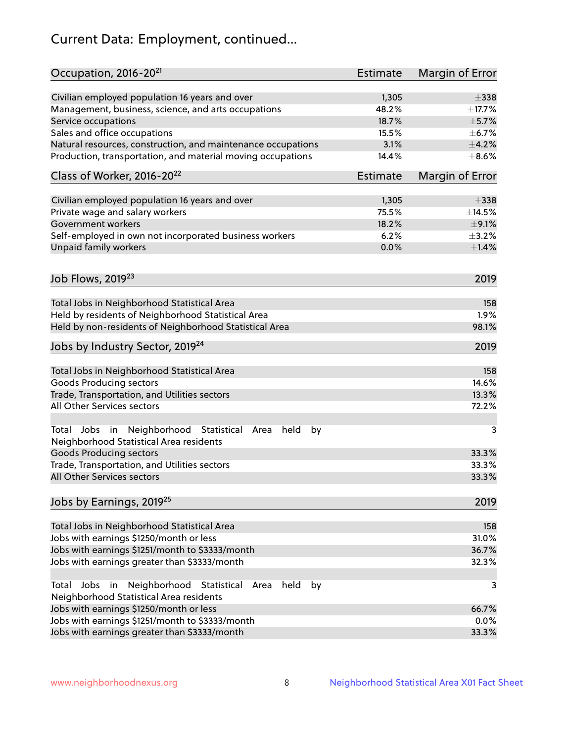# Current Data: Employment, continued...

| Occupation, 2016-20[21] | Estimate | Margin of Error |
|---|---|---|
| Civilian employed population 16 years and over | 1,305 | ±338 |
| Management, business, science, and arts occupations | 48.2% | ±17.7% |
| Service occupations | 18.7% | ±5.7% |
| Sales and office occupations | 15.5% | ±6.7% |
| Natural resources, construction, and maintenance occupations | 3.1% | ±4.2% |
| Production, transportation, and material moving occupations | 14.4% | ±8.6% |

| Class of Worker, 2016-20[22] | Estimate | Margin of Error |
|---|---|---|
| Civilian employed population 16 years and over | 1,305 | ±338 |
| Private wage and salary workers | 75.5% | ±14.5% |
| Government workers | 18.2% | ±9.1% |
| Self-employed in own not incorporated business workers | 6.2% | ±3.2% |
| Unpaid family workers | 0.0% | ±1.4% |

| Job Flows, 2019[23] | 2019 |
|---|---|
| Total Jobs in Neighborhood Statistical Area | 158 |
| Held by residents of Neighborhood Statistical Area | 1.9% |
| Held by non-residents of Neighborhood Statistical Area | 98.1% |

| Jobs by Industry Sector, 2019[24] | 2019 |
|---|---|
| Total Jobs in Neighborhood Statistical Area | 158 |
| Goods Producing sectors | 14.6% |
| Trade, Transportation, and Utilities sectors | 13.3% |
| All Other Services sectors | 72.2% |
| | |
| Total Jobs in Neighborhood Statistical Area held by Neighborhood Statistical Area residents | 3 |
| Goods Producing sectors | 33.3% |
| Trade, Transportation, and Utilities sectors | 33.3% |
| All Other Services sectors | 33.3% |

| Jobs by Earnings, 2019[25] | 2019 |
|---|---|
| Total Jobs in Neighborhood Statistical Area | 158 |
| Jobs with earnings $1250/month or less | 31.0% |
| Jobs with earnings $1251/month to $3333/month | 36.7% |
| Jobs with earnings greater than $3333/month | 32.3% |
| | |
| Total Jobs in Neighborhood Statistical Area held by Neighborhood Statistical Area residents | 3 |
| Jobs with earnings $1250/month or less | 66.7% |
| Jobs with earnings $1251/month to $3333/month | 0.0% |
| Jobs with earnings greater than $3333/month | 33.3% |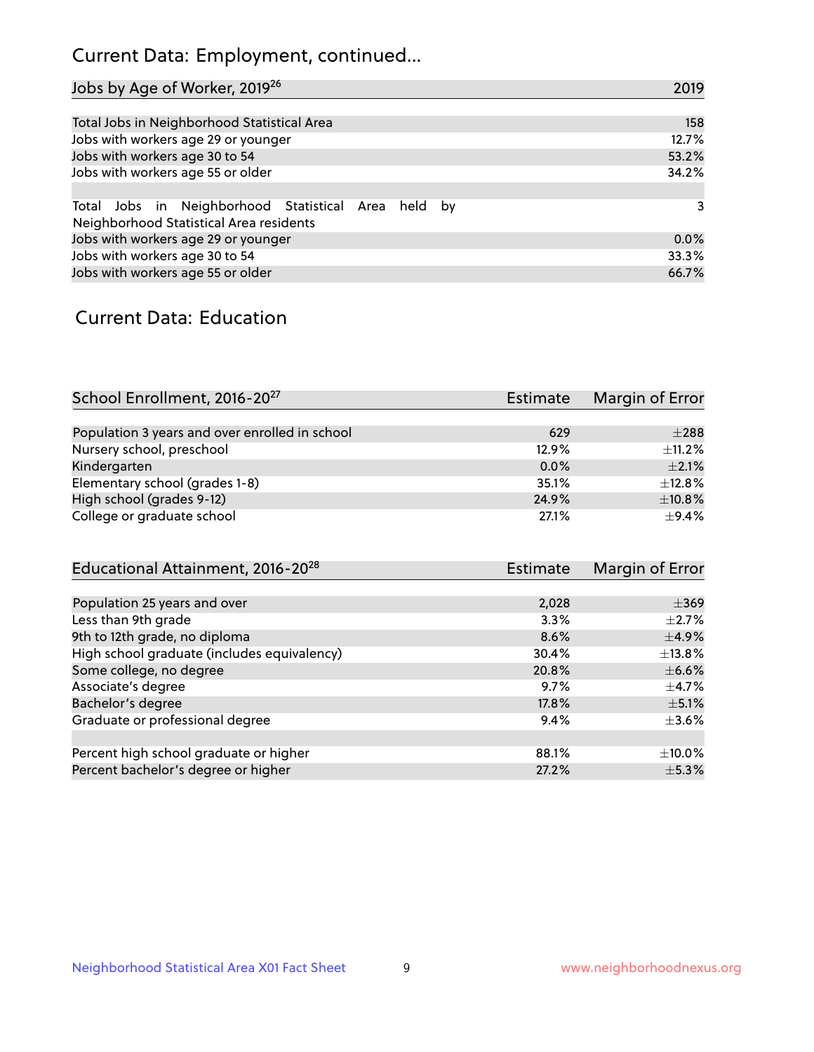## Current Data: Employment, continued...

| Jobs by Age of Worker, 2019[26] | 2019 |
|---|---|
| Total Jobs in Neighborhood Statistical Area | 158 |
| Jobs with workers age 29 or younger | 12.7% |
| Jobs with workers age 30 to 54 | 53.2% |
| Jobs with workers age 55 or older | 34.2% |
| | |
| Total Jobs in Neighborhood Statistical Area held by Neighborhood Statistical Area residents | 3 |
| Jobs with workers age 29 or younger | 0.0% |
| Jobs with workers age 30 to 54 | 33.3% |
| Jobs with workers age 55 or older | 66.7% |

## Current Data: Education

| School Enrollment, 2016-20[27] | Estimate | Margin of Error |
|---|---|---|
| Population 3 years and over enrolled in school | 629 | ±288 |
| Nursery school, preschool | 12.9% | ±11.2% |
| Kindergarten | 0.0% | ±2.1% |
| Elementary school (grades 1-8) | 35.1% | ±12.8% |
| High school (grades 9-12) | 24.9% | ±10.8% |
| College or graduate school | 27.1% | ±9.4% |

| Educational Attainment, 2016-20[28] | Estimate | Margin of Error |
|---|---|---|
| Population 25 years and over | 2,028 | ±369 |
| Less than 9th grade | 3.3% | ±2.7% |
| 9th to 12th grade, no diploma | 8.6% | ±4.9% |
| High school graduate (includes equivalency) | 30.4% | ±13.8% |
| Some college, no degree | 20.8% | ±6.6% |
| Associate's degree | 9.7% | ±4.7% |
| Bachelor's degree | 17.8% | ±5.1% |
| Graduate or professional degree | 9.4% | ±3.6% |
| | | |
| Percent high school graduate or higher | 88.1% | ±10.0% |
| Percent bachelor's degree or higher | 27.2% | ±5.3% |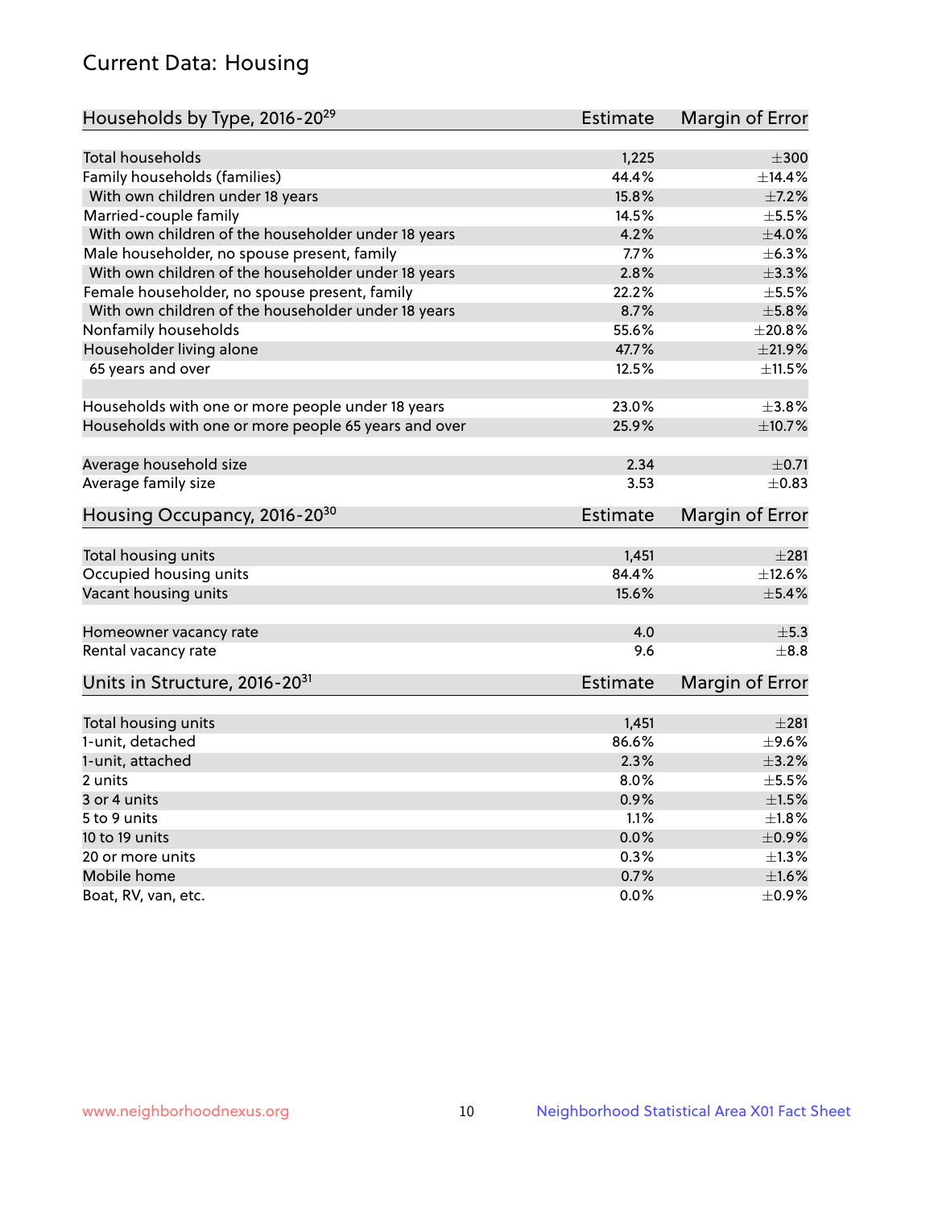## Current Data: Housing

| Households by Type, 2016-20[29] | Estimate | Margin of Error |
|---|---|---|
| Total households | 1,225 | ±300 |
| Family households (families) | 44.4% | ±14.4% |
| With own children under 18 years | 15.8% | ±7.2% |
| Married-couple family | 14.5% | ±5.5% |
| With own children of the householder under 18 years | 4.2% | ±4.0% |
| Male householder, no spouse present, family | 7.7% | ±6.3% |
| With own children of the householder under 18 years | 2.8% | ±3.3% |
| Female householder, no spouse present, family | 22.2% | ±5.5% |
| With own children of the householder under 18 years | 8.7% | ±5.8% |
| Nonfamily households | 55.6% | ±20.8% |
| Householder living alone | 47.7% | ±21.9% |
| 65 years and over | 12.5% | ±11.5% |
| Households with one or more people under 18 years | 23.0% | ±3.8% |
| Households with one or more people 65 years and over | 25.9% | ±10.7% |
| Average household size | 2.34 | ±0.71 |
| Average family size | 3.53 | ±0.83 |

| Housing Occupancy, 2016-20[30] | Estimate | Margin of Error |
|---|---|---|
| Total housing units | 1,451 | ±281 |
| Occupied housing units | 84.4% | ±12.6% |
| Vacant housing units | 15.6% | ±5.4% |
| Homeowner vacancy rate | 4.0 | ±5.3 |
| Rental vacancy rate | 9.6 | ±8.8 |

| Units in Structure, 2016-20[31] | Estimate | Margin of Error |
|---|---|---|
| Total housing units | 1,451 | ±281 |
| 1-unit, detached | 86.6% | ±9.6% |
| 1-unit, attached | 2.3% | ±3.2% |
| 2 units | 8.0% | ±5.5% |
| 3 or 4 units | 0.9% | ±1.5% |
| 5 to 9 units | 1.1% | ±1.8% |
| 10 to 19 units | 0.0% | ±0.9% |
| 20 or more units | 0.3% | ±1.3% |
| Mobile home | 0.7% | ±1.6% |
| Boat, RV, van, etc. | 0.0% | ±0.9% |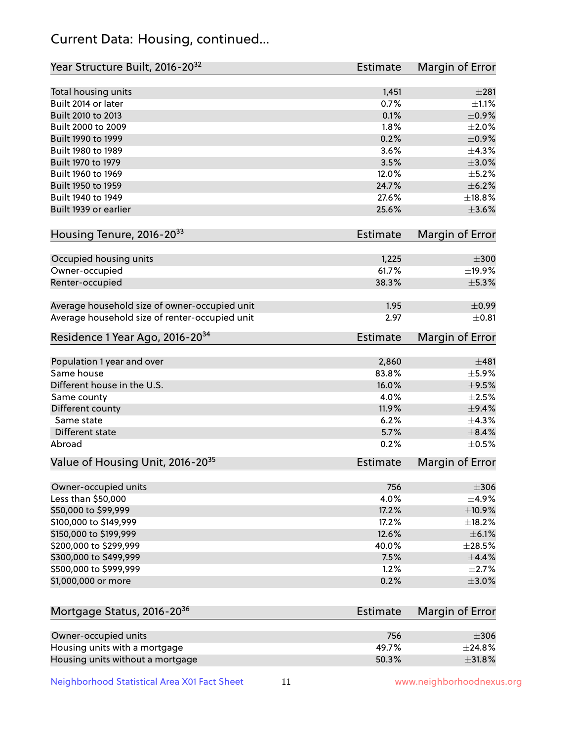## Current Data: Housing, continued...

| Year Structure Built, 2016-20[32] | Estimate | Margin of Error |
|---|---|---|
| Total housing units | 1,451 | ±281 |
| Built 2014 or later | 0.7% | ±1.1% |
| Built 2010 to 2013 | 0.1% | ±0.9% |
| Built 2000 to 2009 | 1.8% | ±2.0% |
| Built 1990 to 1999 | 0.2% | ±0.9% |
| Built 1980 to 1989 | 3.6% | ±4.3% |
| Built 1970 to 1979 | 3.5% | ±3.0% |
| Built 1960 to 1969 | 12.0% | ±5.2% |
| Built 1950 to 1959 | 24.7% | ±6.2% |
| Built 1940 to 1949 | 27.6% | ±18.8% |
| Built 1939 or earlier | 25.6% | ±3.6% |

| Housing Tenure, 2016-20[33] | Estimate | Margin of Error |
|---|---|---|
| Occupied housing units | 1,225 | ±300 |
| Owner-occupied | 61.7% | ±19.9% |
| Renter-occupied | 38.3% | ±5.3% |
| | | |
| Average household size of owner-occupied unit | 1.95 | ±0.99 |
| Average household size of renter-occupied unit | 2.97 | ±0.81 |

| Residence 1 Year Ago, 2016-20[34] | Estimate | Margin of Error |
|---|---|---|
| Population 1 year and over | 2,860 | ±481 |
| Same house | 83.8% | ±5.9% |
| Different house in the U.S. | 16.0% | ±9.5% |
| Same county | 4.0% | ±2.5% |
| Different county | 11.9% | ±9.4% |
| Same state | 6.2% | ±4.3% |
| Different state | 5.7% | ±8.4% |
| Abroad | 0.2% | ±0.5% |

| Value of Housing Unit, 2016-20[35] | Estimate | Margin of Error |
|---|---|---|
| Owner-occupied units | 756 | ±306 |
| Less than $50,000 | 4.0% | ±4.9% |
| $50,000 to $99,999 | 17.2% | ±10.9% |
| $100,000 to $149,999 | 17.2% | ±18.2% |
| $150,000 to $199,999 | 12.6% | ±6.1% |
| $200,000 to $299,999 | 40.0% | ±28.5% |
| $300,000 to $499,999 | 7.5% | ±4.4% |
| $500,000 to $999,999 | 1.2% | ±2.7% |
| $1,000,000 or more | 0.2% | ±3.0% |

| Mortgage Status, 2016-20[36] | Estimate | Margin of Error |
|---|---|---|
| Owner-occupied units | 756 | ±306 |
| Housing units with a mortgage | 49.7% | ±24.8% |
| Housing units without a mortgage | 50.3% | ±31.8% |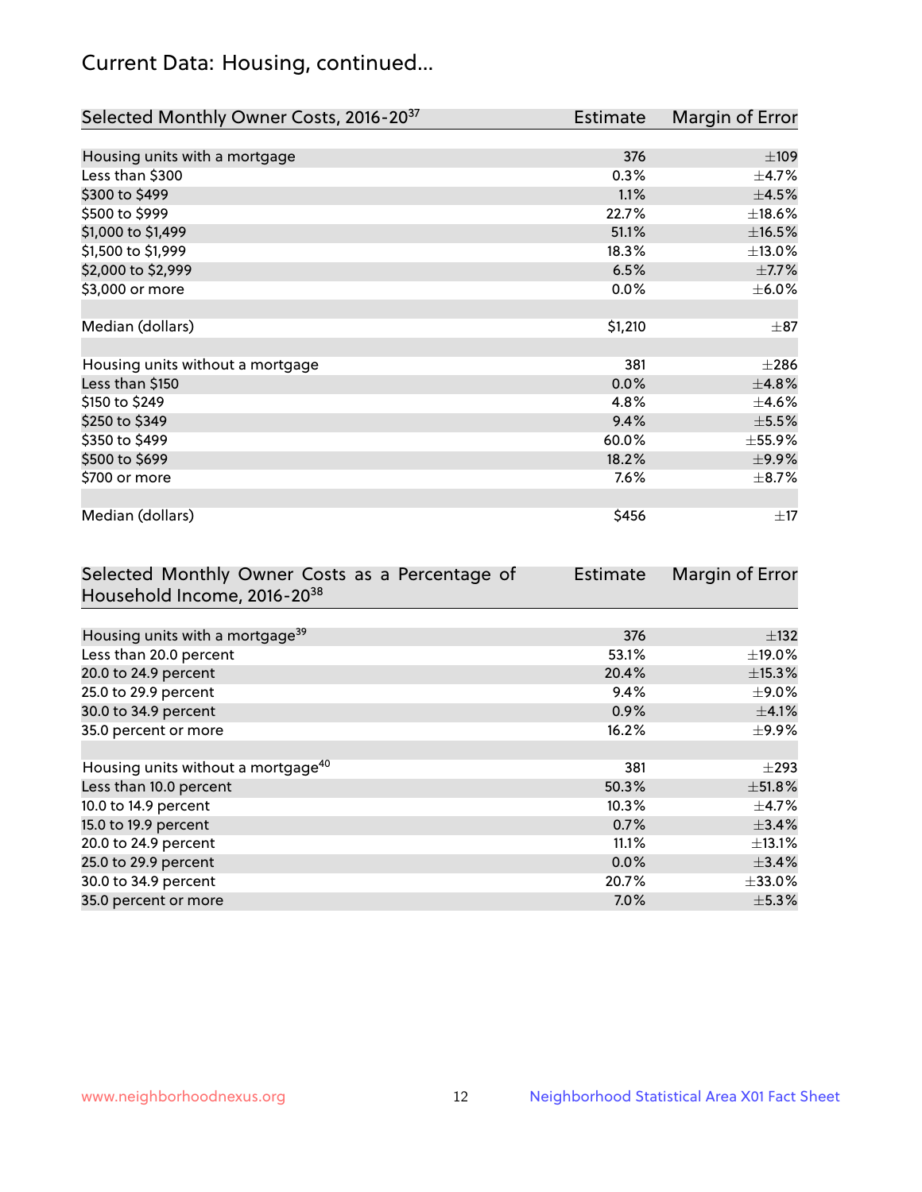# Current Data: Housing, continued...

| Selected Monthly Owner Costs, 2016-20[37] | Estimate | Margin of Error |
|---|---|---|
| Housing units with a mortgage | 376 | ±109 |
| Less than $300 | 0.3% | ±4.7% |
| $300 to $499 | 1.1% | ±4.5% |
| $500 to $999 | 22.7% | ±18.6% |
| $1,000 to $1,499 | 51.1% | ±16.5% |
| $1,500 to $1,999 | 18.3% | ±13.0% |
| $2,000 to $2,999 | 6.5% | ±7.7% |
| $3,000 or more | 0.0% | ±6.0% |
| | | |
| Median (dollars) | $1,210 | ±87 |
| | | |
| Housing units without a mortgage | 381 | ±286 |
| Less than $150 | 0.0% | ±4.8% |
| $150 to $249 | 4.8% | ±4.6% |
| $250 to $349 | 9.4% | ±5.5% |
| $350 to $499 | 60.0% | ±55.9% |
| $500 to $699 | 18.2% | ±9.9% |
| $700 or more | 7.6% | ±8.7% |
| | | |
| Median (dollars) | $456 | ±17 |

| Selected Monthly Owner Costs as a Percentage of Household Income, 2016-20[38] | Estimate | Margin of Error |
|---|---|---|
| Housing units with a mortgage[39] | 376 | ±132 |
| Less than 20.0 percent | 53.1% | ±19.0% |
| 20.0 to 24.9 percent | 20.4% | ±15.3% |
| 25.0 to 29.9 percent | 9.4% | ±9.0% |
| 30.0 to 34.9 percent | 0.9% | ±4.1% |
| 35.0 percent or more | 16.2% | ±9.9% |
| | | |
| Housing units without a mortgage[40] | 381 | ±293 |
| Less than 10.0 percent | 50.3% | ±51.8% |
| 10.0 to 14.9 percent | 10.3% | ±4.7% |
| 15.0 to 19.9 percent | 0.7% | ±3.4% |
| 20.0 to 24.9 percent | 11.1% | ±13.1% |
| 25.0 to 29.9 percent | 0.0% | ±3.4% |
| 30.0 to 34.9 percent | 20.7% | ±33.0% |
| 35.0 percent or more | 7.0% | ±5.3% |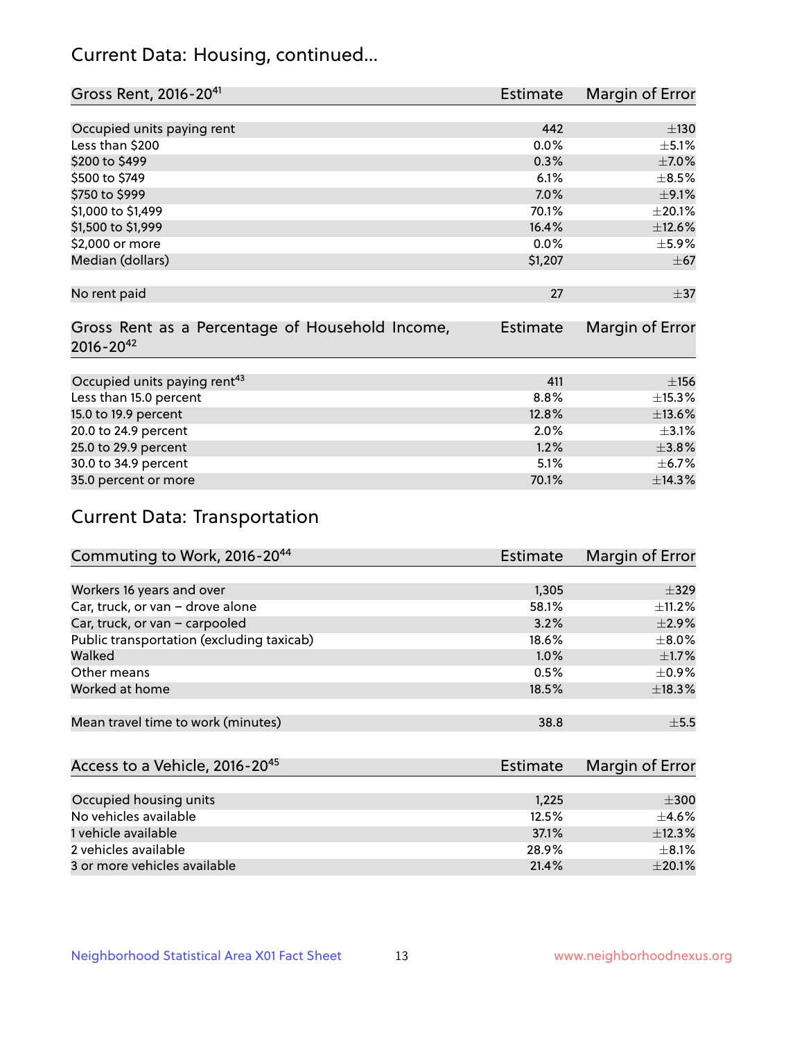## Current Data: Housing, continued...

| Gross Rent, 2016-20[41] | Estimate | Margin of Error |
|---|---|---|
| Occupied units paying rent | 442 | ±130 |
| Less than $200 | 0.0% | ±5.1% |
| $200 to $499 | 0.3% | ±7.0% |
| $500 to $749 | 6.1% | ±8.5% |
| $750 to $999 | 7.0% | ±9.1% |
| $1,000 to $1,499 | 70.1% | ±20.1% |
| $1,500 to $1,999 | 16.4% | ±12.6% |
| $2,000 or more | 0.0% | ±5.9% |
| Median (dollars) | $1,207 | ±67 |
| | | |
| No rent paid | 27 | ±37 |

| Gross Rent as a Percentage of Household Income, 2016-20[42] | Estimate | Margin of Error |
|---|---|---|
| Occupied units paying rent[43] | 411 | ±156 |
| Less than 15.0 percent | 8.8% | ±15.3% |
| 15.0 to 19.9 percent | 12.8% | ±13.6% |
| 20.0 to 24.9 percent | 2.0% | ±3.1% |
| 25.0 to 29.9 percent | 1.2% | ±3.8% |
| 30.0 to 34.9 percent | 5.1% | ±6.7% |
| 35.0 percent or more | 70.1% | ±14.3% |

## Current Data: Transportation

| Commuting to Work, 2016-20[44] | Estimate | Margin of Error |
|---|---|---|
| Workers 16 years and over | 1,305 | ±329 |
| Car, truck, or van – drove alone | 58.1% | ±11.2% |
| Car, truck, or van – carpooled | 3.2% | ±2.9% |
| Public transportation (excluding taxicab) | 18.6% | ±8.0% |
| Walked | 1.0% | ±1.7% |
| Other means | 0.5% | ±0.9% |
| Worked at home | 18.5% | ±18.3% |
| | | |
| Mean travel time to work (minutes) | 38.8 | ±5.5 |

| Access to a Vehicle, 2016-20[45] | Estimate | Margin of Error |
|---|---|---|
| Occupied housing units | 1,225 | ±300 |
| No vehicles available | 12.5% | ±4.6% |
| 1 vehicle available | 37.1% | ±12.3% |
| 2 vehicles available | 28.9% | ±8.1% |
| 3 or more vehicles available | 21.4% | ±20.1% |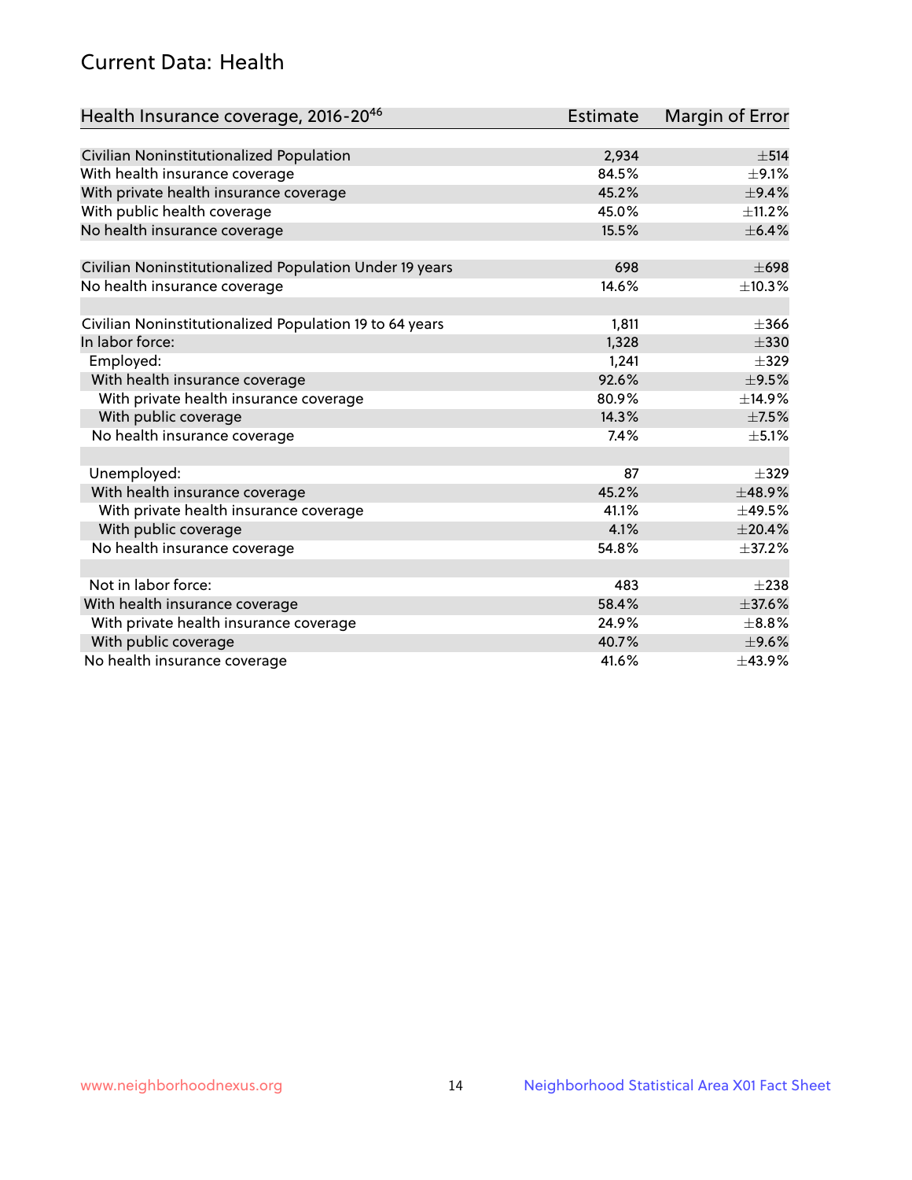## Current Data: Health

| Health Insurance coverage, 2016-20[46] | Estimate | Margin of Error |
|---|---|---|
| Civilian Noninstitutionalized Population | 2,934 | ±514 |
| With health insurance coverage | 84.5% | ±9.1% |
| With private health insurance coverage | 45.2% | ±9.4% |
| With public health coverage | 45.0% | ±11.2% |
| No health insurance coverage | 15.5% | ±6.4% |
| | | |
| Civilian Noninstitutionalized Population Under 19 years | 698 | ±698 |
| No health insurance coverage | 14.6% | ±10.3% |
| | | |
| Civilian Noninstitutionalized Population 19 to 64 years | 1,811 | ±366 |
| In labor force: | 1,328 | ±330 |
| Employed: | 1,241 | ±329 |
| With health insurance coverage | 92.6% | ±9.5% |
| With private health insurance coverage | 80.9% | ±14.9% |
| With public coverage | 14.3% | ±7.5% |
| No health insurance coverage | 7.4% | ±5.1% |
| | | |
| Unemployed: | 87 | ±329 |
| With health insurance coverage | 45.2% | ±48.9% |
| With private health insurance coverage | 41.1% | ±49.5% |
| With public coverage | 4.1% | ±20.4% |
| No health insurance coverage | 54.8% | ±37.2% |
| | | |
| Not in labor force: | 483 | ±238 |
| With health insurance coverage | 58.4% | ±37.6% |
| With private health insurance coverage | 24.9% | ±8.8% |
| With public coverage | 40.7% | ±9.6% |
| No health insurance coverage | 41.6% | ±43.9% |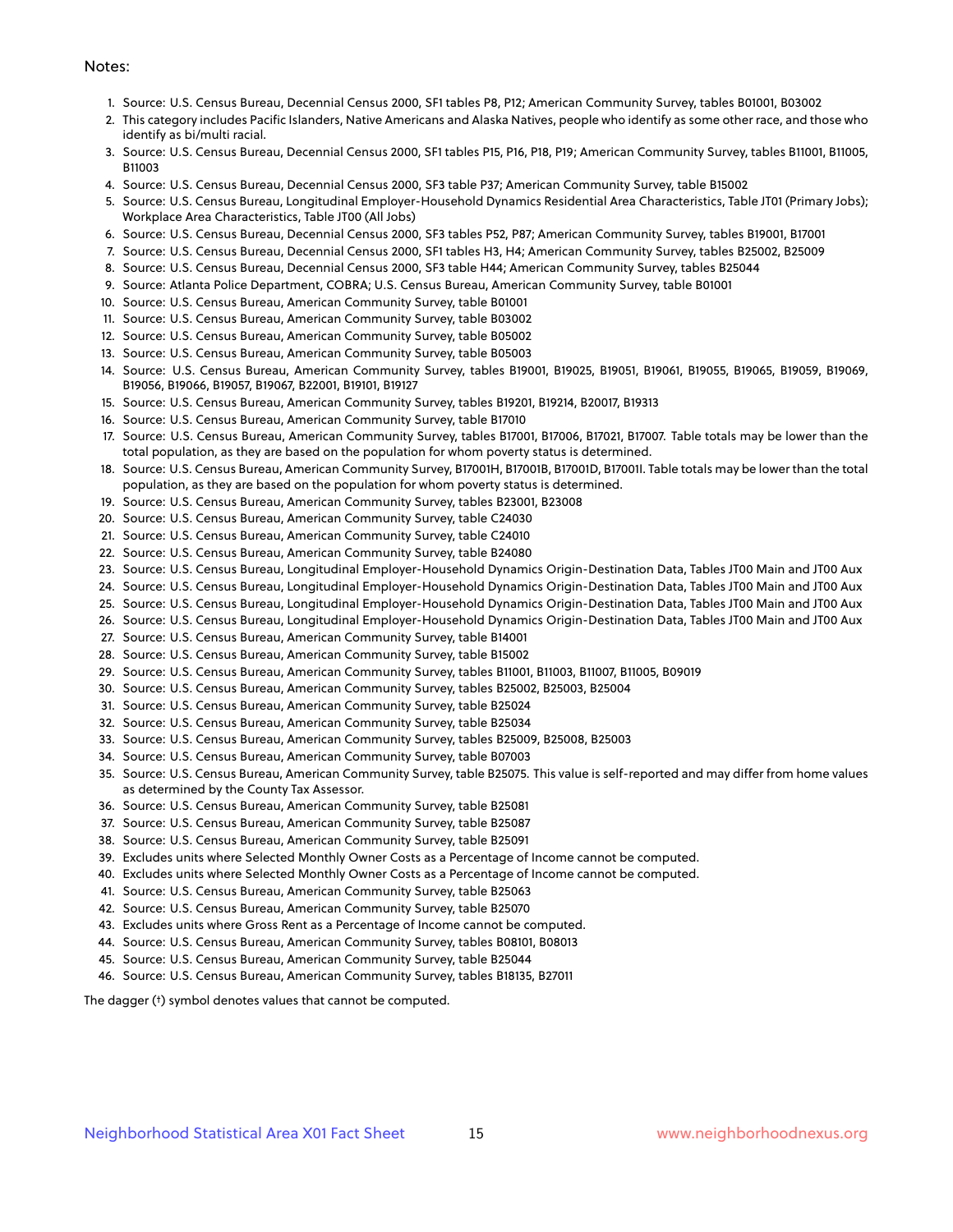Notes:

1. Source: U.S. Census Bureau, Decennial Census 2000, SF1 tables P8, P12; American Community Survey, tables B01001, B03002
2. This category includes Pacific Islanders, Native Americans and Alaska Natives, people who identify as some other race, and those who identify as bi/multi racial.
3. Source: U.S. Census Bureau, Decennial Census 2000, SF1 tables P15, P16, P18, P19; American Community Survey, tables B11001, B11005, B11003
4. Source: U.S. Census Bureau, Decennial Census 2000, SF3 table P37; American Community Survey, table B15002
5. Source: U.S. Census Bureau, Longitudinal Employer-Household Dynamics Residential Area Characteristics, Table JT01 (Primary Jobs); Workplace Area Characteristics, Table JT00 (All Jobs)
6. Source: U.S. Census Bureau, Decennial Census 2000, SF3 tables P52, P87; American Community Survey, tables B19001, B17001
7. Source: U.S. Census Bureau, Decennial Census 2000, SF1 tables H3, H4; American Community Survey, tables B25002, B25009
8. Source: U.S. Census Bureau, Decennial Census 2000, SF3 table H44; American Community Survey, tables B25044
9. Source: Atlanta Police Department, COBRA; U.S. Census Bureau, American Community Survey, table B01001
10. Source: U.S. Census Bureau, American Community Survey, table B01001
11. Source: U.S. Census Bureau, American Community Survey, table B03002
12. Source: U.S. Census Bureau, American Community Survey, table B05002
13. Source: U.S. Census Bureau, American Community Survey, table B05003
14. Source: U.S. Census Bureau, American Community Survey, tables B19001, B19025, B19051, B19061, B19055, B19065, B19059, B19069, B19056, B19066, B19057, B19067, B22001, B19101, B19127
15. Source: U.S. Census Bureau, American Community Survey, tables B19201, B19214, B20017, B19313
16. Source: U.S. Census Bureau, American Community Survey, table B17010
17. Source: U.S. Census Bureau, American Community Survey, tables B17001, B17006, B17021, B17007. Table totals may be lower than the total population, as they are based on the population for whom poverty status is determined.
18. Source: U.S. Census Bureau, American Community Survey, B17001H, B17001B, B17001D, B17001I. Table totals may be lower than the total population, as they are based on the population for whom poverty status is determined.
19. Source: U.S. Census Bureau, American Community Survey, tables B23001, B23008
20. Source: U.S. Census Bureau, American Community Survey, table C24030
21. Source: U.S. Census Bureau, American Community Survey, table C24010
22. Source: U.S. Census Bureau, American Community Survey, table B24080
23. Source: U.S. Census Bureau, Longitudinal Employer-Household Dynamics Origin-Destination Data, Tables JT00 Main and JT00 Aux
24. Source: U.S. Census Bureau, Longitudinal Employer-Household Dynamics Origin-Destination Data, Tables JT00 Main and JT00 Aux
25. Source: U.S. Census Bureau, Longitudinal Employer-Household Dynamics Origin-Destination Data, Tables JT00 Main and JT00 Aux
26. Source: U.S. Census Bureau, Longitudinal Employer-Household Dynamics Origin-Destination Data, Tables JT00 Main and JT00 Aux
27. Source: U.S. Census Bureau, American Community Survey, table B14001
28. Source: U.S. Census Bureau, American Community Survey, table B15002
29. Source: U.S. Census Bureau, American Community Survey, tables B11001, B11003, B11007, B11005, B09019
30. Source: U.S. Census Bureau, American Community Survey, tables B25002, B25003, B25004
31. Source: U.S. Census Bureau, American Community Survey, table B25024
32. Source: U.S. Census Bureau, American Community Survey, table B25034
33. Source: U.S. Census Bureau, American Community Survey, tables B25009, B25008, B25003
34. Source: U.S. Census Bureau, American Community Survey, table B07003
35. Source: U.S. Census Bureau, American Community Survey, table B25075. This value is self-reported and may differ from home values as determined by the County Tax Assessor.
36. Source: U.S. Census Bureau, American Community Survey, table B25081
37. Source: U.S. Census Bureau, American Community Survey, table B25087
38. Source: U.S. Census Bureau, American Community Survey, table B25091
39. Excludes units where Selected Monthly Owner Costs as a Percentage of Income cannot be computed.
40. Excludes units where Selected Monthly Owner Costs as a Percentage of Income cannot be computed.
41. Source: U.S. Census Bureau, American Community Survey, table B25063
42. Source: U.S. Census Bureau, American Community Survey, table B25070
43. Excludes units where Gross Rent as a Percentage of Income cannot be computed.
44. Source: U.S. Census Bureau, American Community Survey, tables B08101, B08013
45. Source: U.S. Census Bureau, American Community Survey, table B25044
46. Source: U.S. Census Bureau, American Community Survey, tables B18135, B27011

The dagger (†) symbol denotes values that cannot be computed.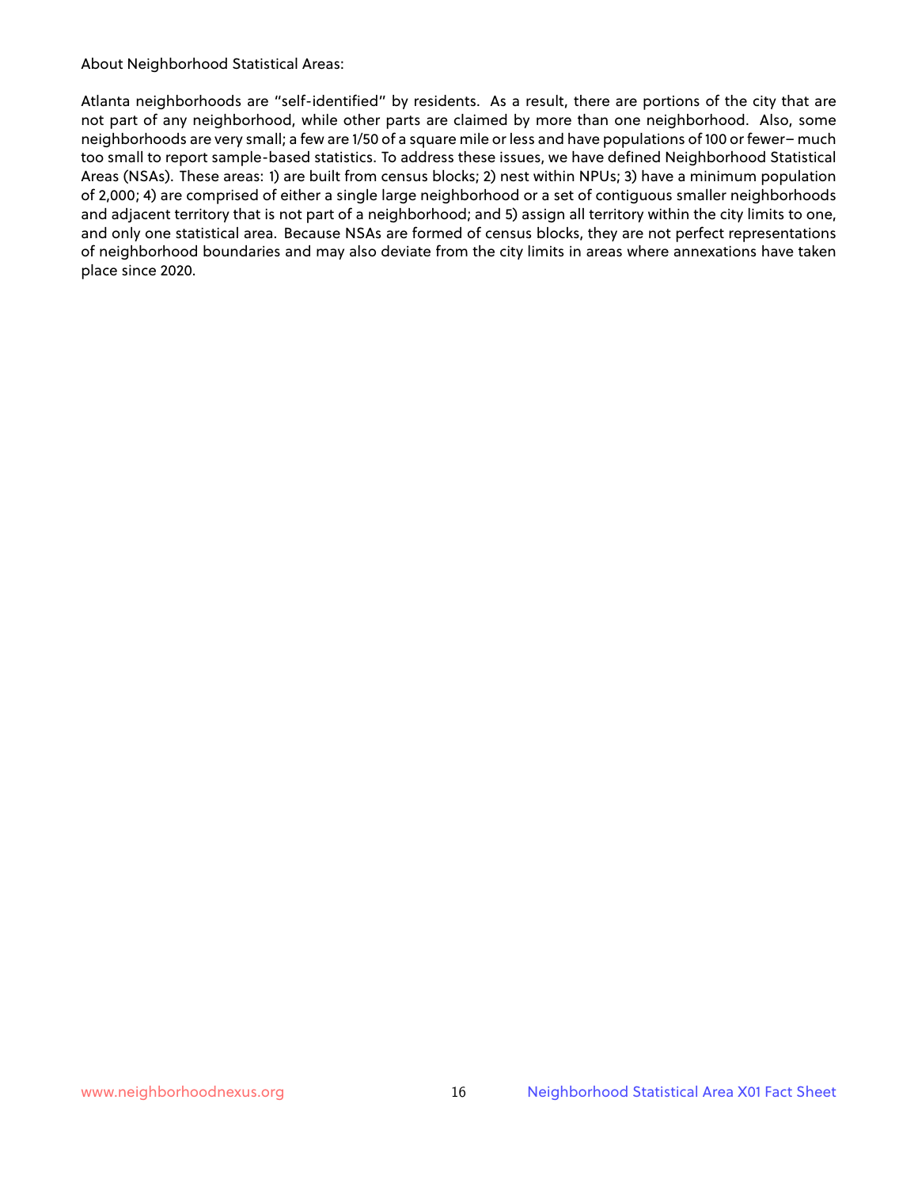About Neighborhood Statistical Areas:

Atlanta neighborhoods are "self-identified" by residents. As a result, there are portions of the city that are not part of any neighborhood, while other parts are claimed by more than one neighborhood. Also, some neighborhoods are very small; a few are 1/50 of a square mile or less and have populations of 100 or fewer– much too small to report sample-based statistics. To address these issues, we have defined Neighborhood Statistical Areas (NSAs). These areas: 1) are built from census blocks; 2) nest within NPUs; 3) have a minimum population of 2,000; 4) are comprised of either a single large neighborhood or a set of contiguous smaller neighborhoods and adjacent territory that is not part of a neighborhood; and 5) assign all territory within the city limits to one, and only one statistical area. Because NSAs are formed of census blocks, they are not perfect representations of neighborhood boundaries and may also deviate from the city limits in areas where annexations have taken place since 2020.